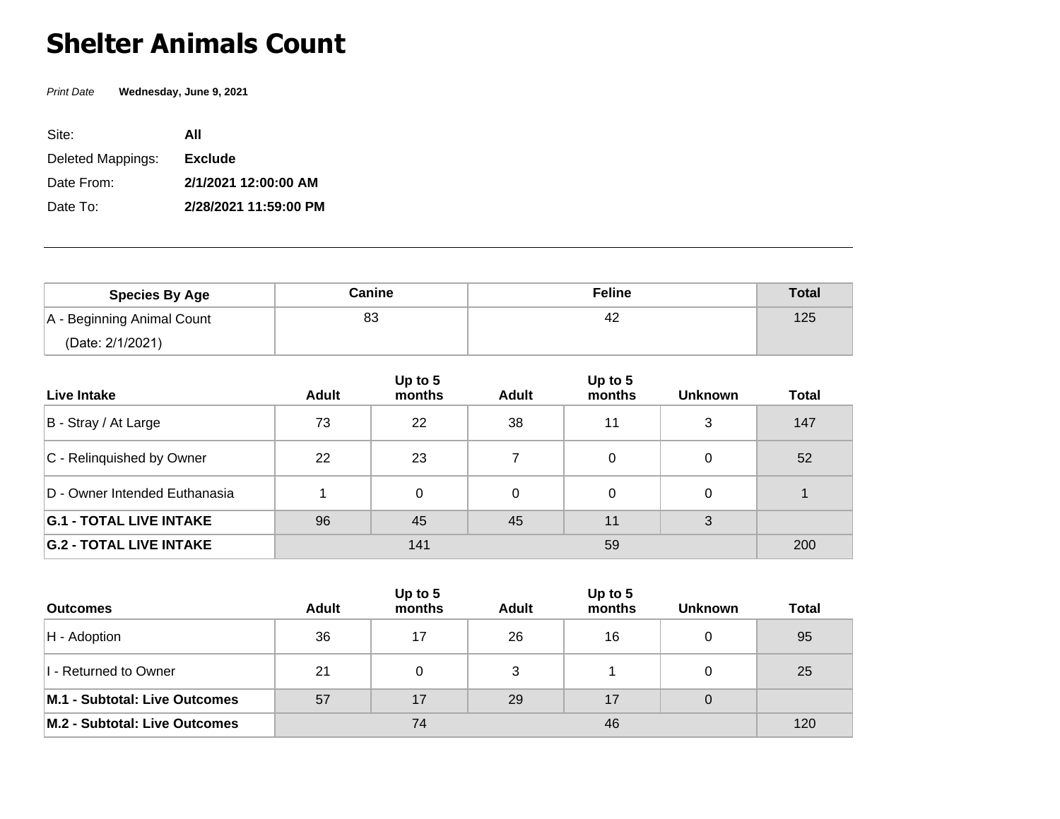# Shelter Animals Count

*Print Date* **Wednesday, June 9, 2021**

| | |
|---|---|
| Site: | **All** |
| Deleted Mappings: | **Exclude** |
| Date From: | **2/1/2021 12:00:00 AM** |
| Date To: | **2/28/2021 11:59:00 PM** |

---

| Species By Age | Canine | | Feline | | | Total |
|---|---|---|---|---|---|---|
| A - Beginning Animal Count (Date: 2/1/2021) | 83 | | 42 | | | 125 |
| **Live Intake** | **Adult** | **Up to 5 months** | **Adult** | **Up to 5 months** | **Unknown** | **Total** |
| B - Stray / At Large | 73 | 22 | 38 | 11 | 3 | 147 |
| C - Relinquished by Owner | 22 | 23 | 7 | 0 | 0 | 52 |
| D - Owner Intended Euthanasia | 1 | 0 | 0 | 0 | 0 | 1 |
| **G.1 - TOTAL LIVE INTAKE** | 96 | 45 | 45 | 11 | 3 | |
| **G.2 - TOTAL LIVE INTAKE** | 141 | | 59 | | | 200 |
| **Outcomes** | **Adult** | **Up to 5 months** | **Adult** | **Up to 5 months** | **Unknown** | **Total** |
| H - Adoption | 36 | 17 | 26 | 16 | 0 | 95 |
| I - Returned to Owner | 21 | 0 | 3 | 1 | 0 | 25 |
| **M.1 - Subtotal: Live Outcomes** | 57 | 17 | 29 | 17 | 0 | |
| **M.2 - Subtotal: Live Outcomes** | 74 | | 46 | | | 120 |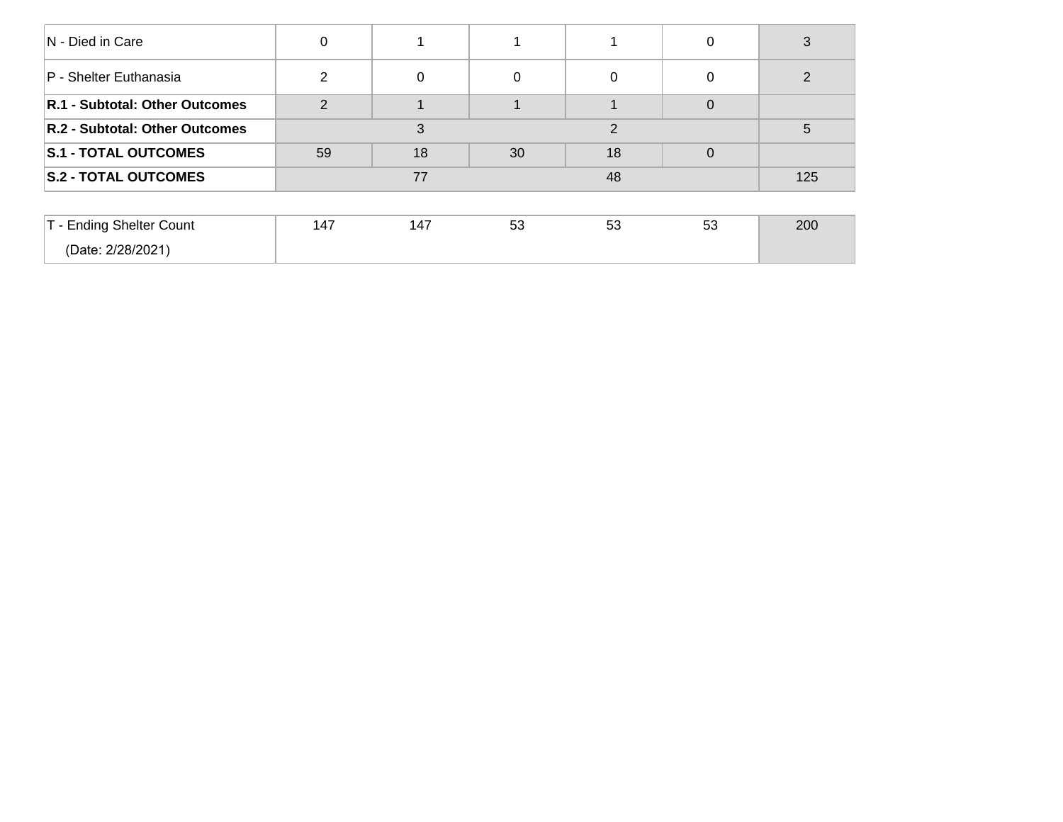| | | | | | | |
|---|---|---|---|---|---|---|
| N - Died in Care | 0 | 1 | 1 | 1 | 0 | 3 |
| P - Shelter Euthanasia | 2 | 0 | 0 | 0 | 0 | 2 |
| **R.1 - Subtotal: Other Outcomes** | 2 | 1 | 1 | 1 | 0 | |
| **R.2 - Subtotal: Other Outcomes** | | 3 | | 2 | | 5 |
| **S.1 - TOTAL OUTCOMES** | 59 | 18 | 30 | 18 | 0 | |
| **S.2 - TOTAL OUTCOMES** | | 77 | | 48 | | 125 |

| | | | | | | |
|---|---|---|---|---|---|---|
| T - Ending Shelter Count (Date: 2/28/2021) | 147 | 147 | 53 | 53 | 53 | 200 |